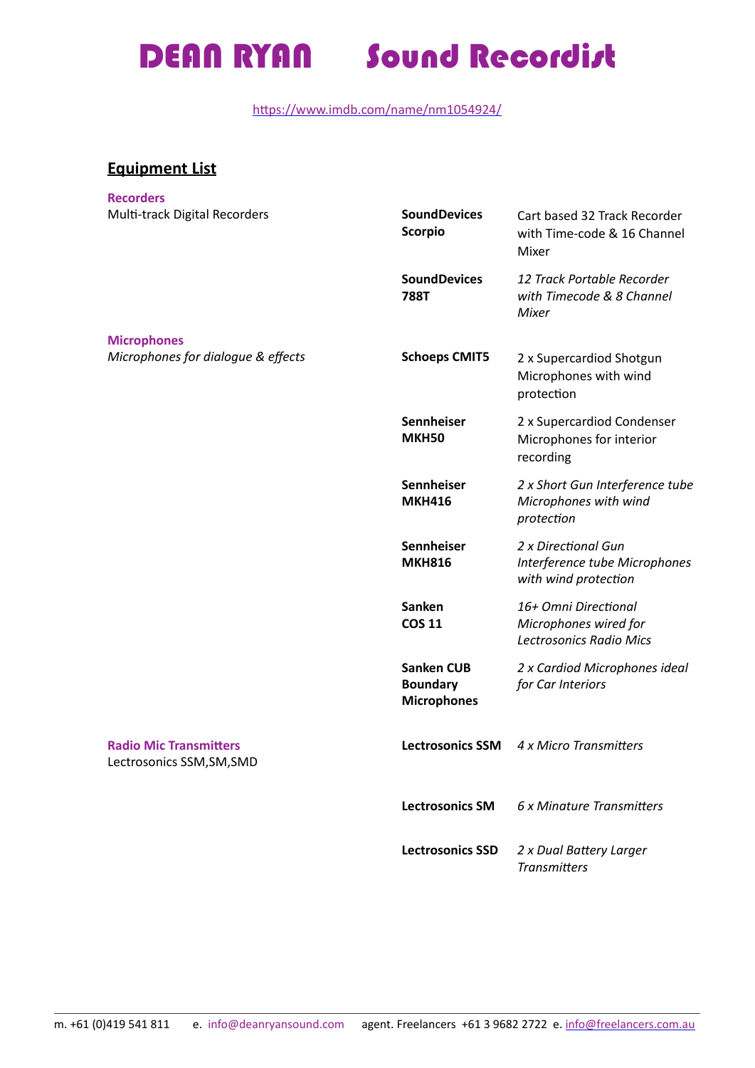# DEAN RYAN Sound Recordist

https://www.imdb.com/name/nm1054924/

## Equipment List

| Category | Equipment | Description |
|---|---|---|
| **Recorders**<br>Multi-track Digital Recorders | **SoundDevices Scorpio** | Cart based 32 Track Recorder with Time-code & 16 Channel Mixer |
| | **SoundDevices 788T** | *12 Track Portable Recorder with Timecode & 8 Channel Mixer* |
| **Microphones**<br>*Microphones for dialogue & effects* | **Schoeps CMIT5** | 2 x Supercardiod Shotgun Microphones with wind protection |
| | **Sennheiser MKH50** | 2 x Supercardiod Condenser Microphones for interior recording |
| | **Sennheiser MKH416** | *2 x Short Gun Interference tube Microphones with wind protection* |
| | **Sennheiser MKH816** | *2 x Directional Gun Interference tube Microphones with wind protection* |
| | **Sanken COS 11** | *16+ Omni Directional Microphones wired for Lectrosonics Radio Mics* |
| | **Sanken CUB Boundary Microphones** | *2 x Cardiod Microphones ideal for Car Interiors* |
| **Radio Mic Transmitters**<br>Lectrosonics SSM,SM,SMD | **Lectrosonics SSM** | *4 x Micro Transmitters* |
| | **Lectrosonics SM** | *6 x Minature Transmitters* |
| | **Lectrosonics SSD** | *2 x Dual Battery Larger Transmitters* |

m. +61 (0)419 541 811 e. info@deanryansound.com agent. Freelancers +61 3 9682 2722 e. info@freelancers.com.au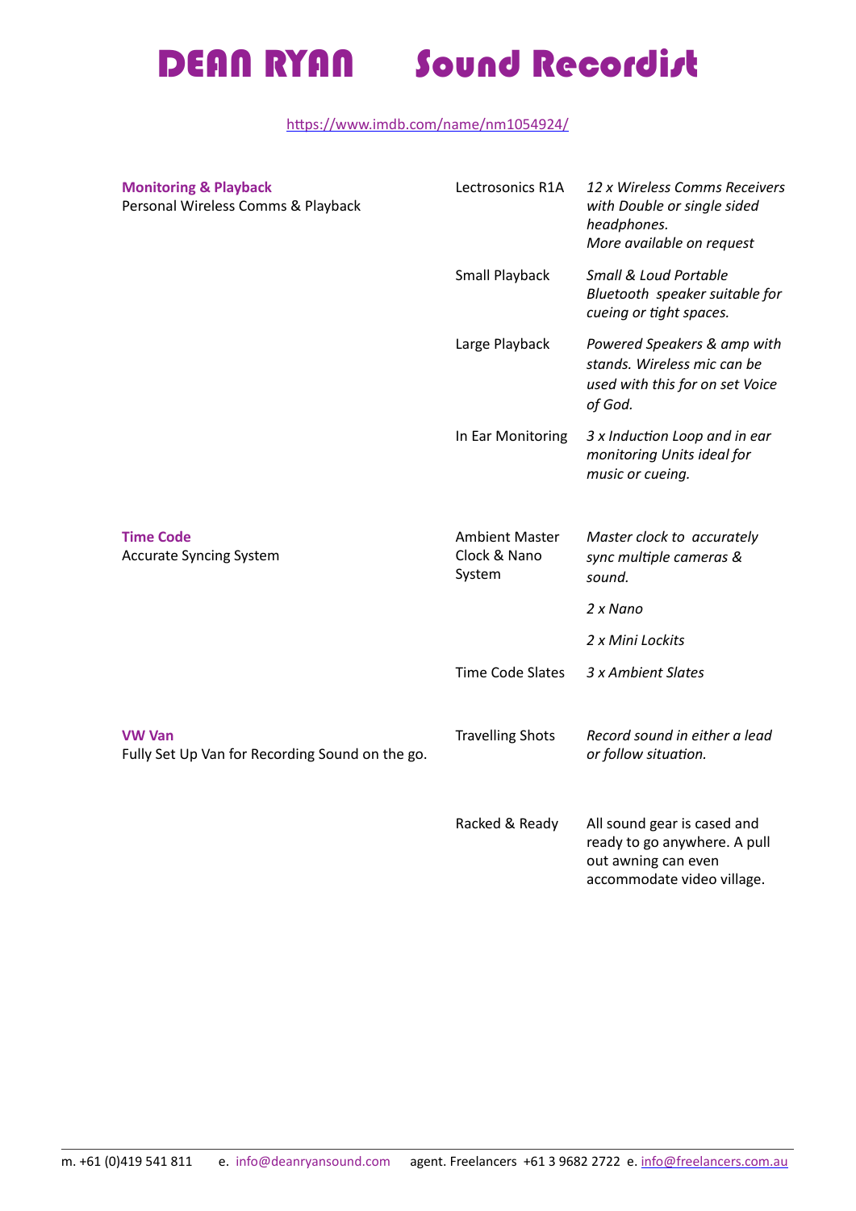# DEAN RYAN Sound Recordist

https://www.imdb.com/name/nm1054924/

| | | |
|---|---|---|
| **Monitoring & Playback**<br>Personal Wireless Comms & Playback | Lectrosonics R1A | *12 x Wireless Comms Receivers with Double or single sided headphones. More available on request* |
| | Small Playback | *Small & Loud Portable Bluetooth speaker suitable for cueing or tight spaces.* |
| | Large Playback | *Powered Speakers & amp with stands. Wireless mic can be used with this for on set Voice of God.* |
| | In Ear Monitoring | *3 x Induction Loop and in ear monitoring Units ideal for music or cueing.* |
| **Time Code**<br>Accurate Syncing System | Ambient Master Clock & Nano System | *Master clock to accurately sync multiple cameras & sound.* |
| | | *2 x Nano* |
| | | *2 x Mini Lockits* |
| | Time Code Slates | *3 x Ambient Slates* |
| **VW Van**<br>Fully Set Up Van for Recording Sound on the go. | Travelling Shots | *Record sound in either a lead or follow situation.* |
| | Racked & Ready | All sound gear is cased and ready to go anywhere. A pull out awning can even accommodate video village. |

m. +61 (0)419 541 811 e. info@deanryansound.com agent. Freelancers +61 3 9682 2722 e. info@freelancers.com.au